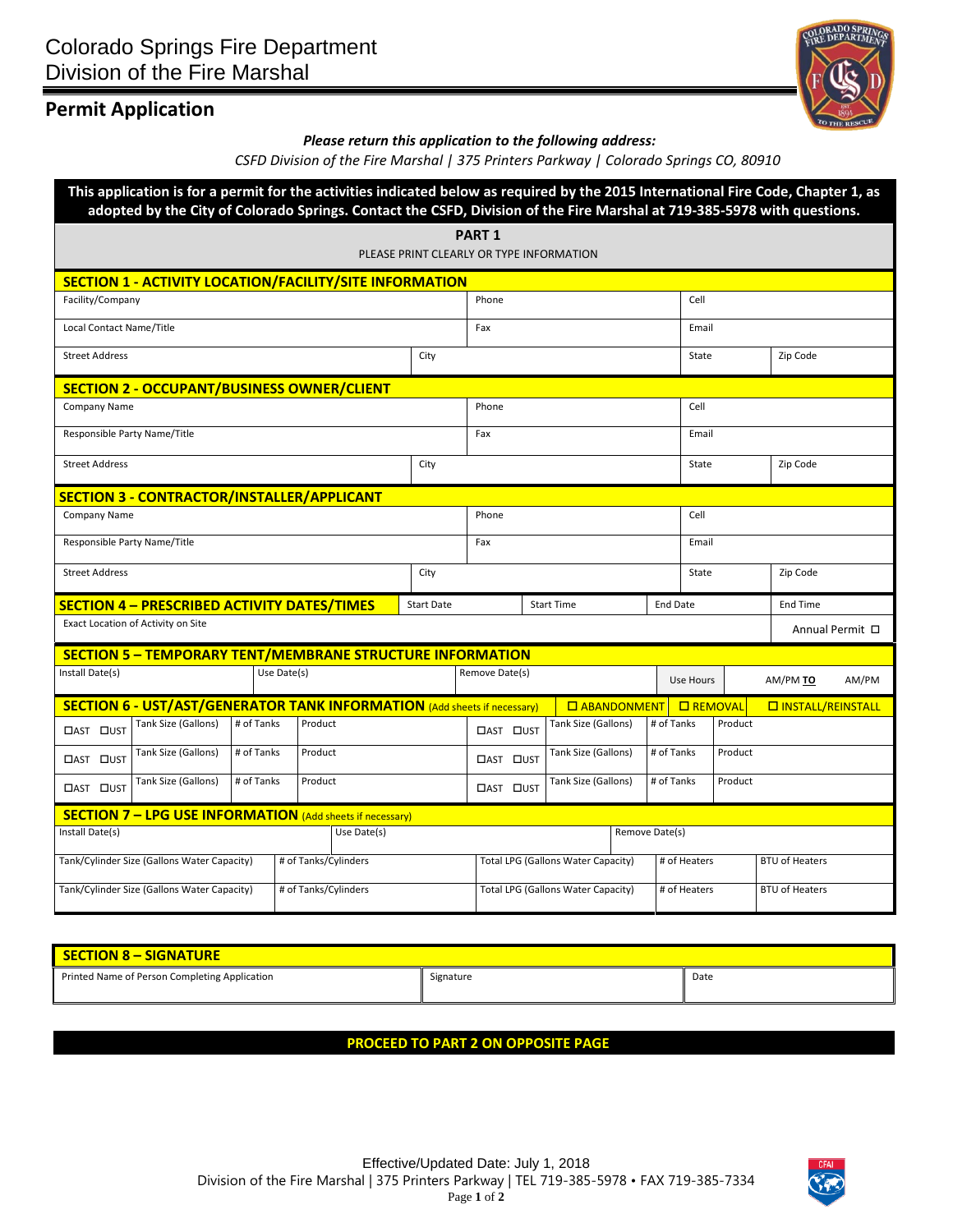# Colorado Springs Fire Department
# Division of the Fire Marshal

## Permit Application

***Please return this application to the following address:***

*CSFD Division of the Fire Marshal | 375 Printers Parkway | Colorado Springs CO, 80910*

**This application is for a permit for the activities indicated below as required by the 2015 International Fire Code, Chapter 1, as adopted by the City of Colorado Springs. Contact the CSFD, Division of the Fire Marshal at 719-385-5978 with questions.**

**PART 1**

PLEASE PRINT CLEARLY OR TYPE INFORMATION

### SECTION 1 - ACTIVITY LOCATION/FACILITY/SITE INFORMATION

| Facility/Company | | Phone | Cell | |
|---|---|---|---|---|
| Local Contact Name/Title | | Fax | Email | |
| Street Address | City | | State | Zip Code |

### SECTION 2 - OCCUPANT/BUSINESS OWNER/CLIENT

| Company Name | | Phone | Cell | |
|---|---|---|---|---|
| Responsible Party Name/Title | | Fax | Email | |
| Street Address | City | | State | Zip Code |

### SECTION 3 - CONTRACTOR/INSTALLER/APPLICANT

| Company Name | | Phone | Cell | |
|---|---|---|---|---|
| Responsible Party Name/Title | | Fax | Email | |
| Street Address | City | | State | Zip Code |

### SECTION 4 – PRESCRIBED ACTIVITY DATES/TIMES

| Start Date | Start Time | End Date | End Time |
|---|---|---|---|
| Exact Location of Activity on Site | | | Annual Permit ☐ |

### SECTION 5 – TEMPORARY TENT/MEMBRANE STRUCTURE INFORMATION

| Install Date(s) | Use Date(s) | Remove Date(s) | Use Hours | AM/PM **TO** AM/PM |
|---|---|---|---|---|

### SECTION 6 - UST/AST/GENERATOR TANK INFORMATION (Add sheets if necessary)

☐ ABANDONMENT ☐ REMOVAL ☐ INSTALL/REINSTALL

| | Tank Size (Gallons) | # of Tanks | Product | | Tank Size (Gallons) | # of Tanks | Product |
|---|---|---|---|---|---|---|---|
| ☐AST ☐UST | | | | ☐AST ☐UST | | | |
| ☐AST ☐UST | | | | ☐AST ☐UST | | | |
| ☐AST ☐UST | | | | ☐AST ☐UST | | | |

### SECTION 7 – LPG USE INFORMATION (Add sheets if necessary)

| Install Date(s) | Use Date(s) | | Remove Date(s) | |
|---|---|---|---|---|
| Tank/Cylinder Size (Gallons Water Capacity) | # of Tanks/Cylinders | Total LPG (Gallons Water Capacity) | # of Heaters | BTU of Heaters |
| Tank/Cylinder Size (Gallons Water Capacity) | # of Tanks/Cylinders | Total LPG (Gallons Water Capacity) | # of Heaters | BTU of Heaters |

### SECTION 8 – SIGNATURE

| Printed Name of Person Completing Application | Signature | Date |
|---|---|---|

**PROCEED TO PART 2 ON OPPOSITE PAGE**

Effective/Updated Date: July 1, 2018

Division of the Fire Marshal | 375 Printers Parkway | TEL 719-385-5978 • FAX 719-385-7334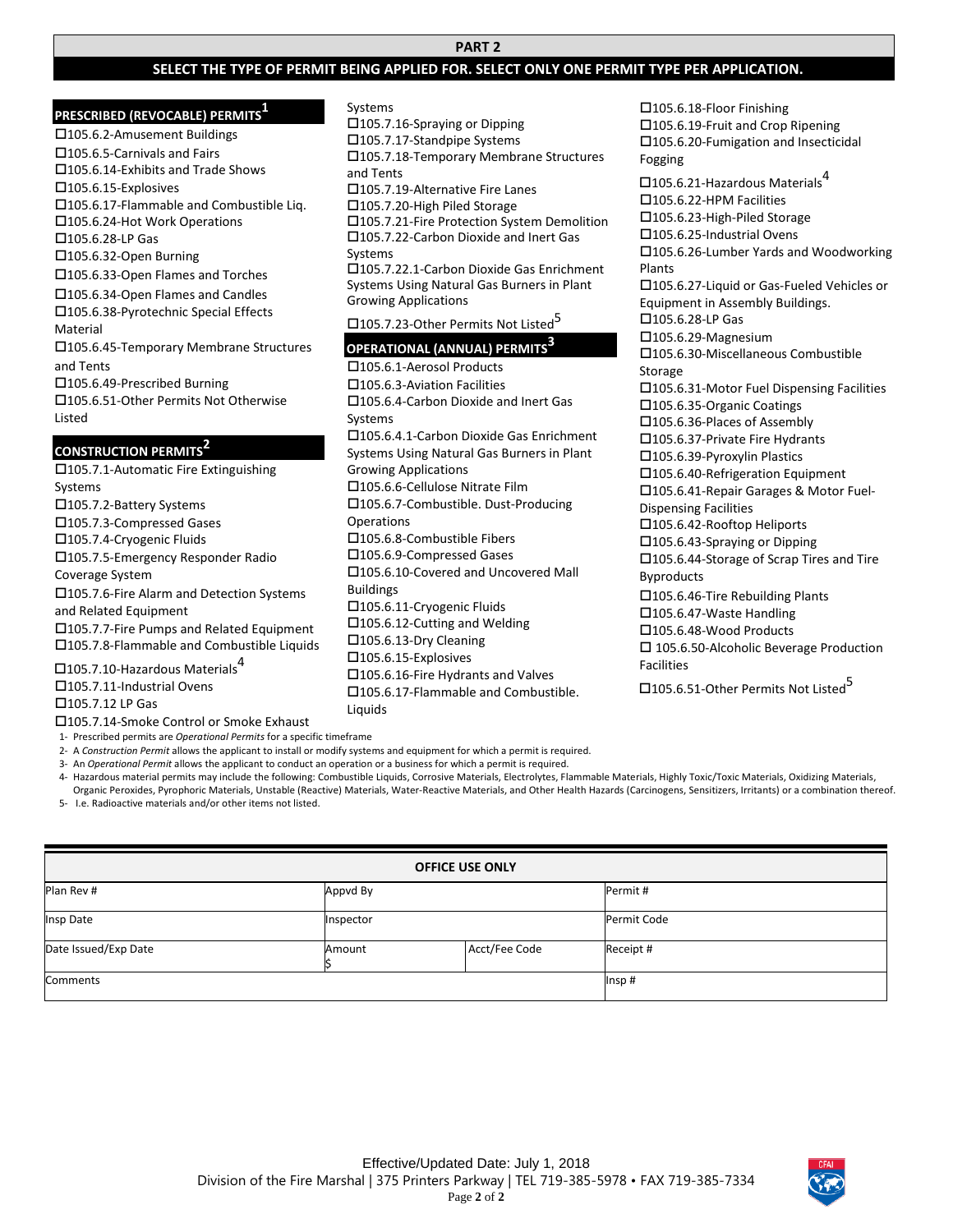## PART 2

**SELECT THE TYPE OF PERMIT BEING APPLIED FOR. SELECT ONLY ONE PERMIT TYPE PER APPLICATION.**

### PRESCRIBED (REVOCABLE) PERMITS[1]

- ☐105.6.2-Amusement Buildings
- ☐105.6.5-Carnivals and Fairs
- ☐105.6.14-Exhibits and Trade Shows
- ☐105.6.15-Explosives
- ☐105.6.17-Flammable and Combustible Liq.
- ☐105.6.24-Hot Work Operations
- ☐105.6.28-LP Gas
- ☐105.6.32-Open Burning
- ☐105.6.33-Open Flames and Torches
- ☐105.6.34-Open Flames and Candles
- ☐105.6.38-Pyrotechnic Special Effects Material
- ☐105.6.45-Temporary Membrane Structures and Tents
- ☐105.6.49-Prescribed Burning
- ☐105.6.51-Other Permits Not Otherwise Listed

### CONSTRUCTION PERMITS[2]

- ☐105.7.1-Automatic Fire Extinguishing Systems
- ☐105.7.2-Battery Systems
- ☐105.7.3-Compressed Gases
- ☐105.7.4-Cryogenic Fluids
- ☐105.7.5-Emergency Responder Radio Coverage System
- ☐105.7.6-Fire Alarm and Detection Systems and Related Equipment
- ☐105.7.7-Fire Pumps and Related Equipment
- ☐105.7.8-Flammable and Combustible Liquids
- ☐105.7.10-Hazardous Materials[4]
- ☐105.7.11-Industrial Ovens
- ☐105.7.12 LP Gas
- ☐105.7.14-Smoke Control or Smoke Exhaust Systems
- ☐105.7.16-Spraying or Dipping
- ☐105.7.17-Standpipe Systems
- ☐105.7.18-Temporary Membrane Structures and Tents
- ☐105.7.19-Alternative Fire Lanes
- ☐105.7.20-High Piled Storage
- ☐105.7.21-Fire Protection System Demolition
- ☐105.7.22-Carbon Dioxide and Inert Gas Systems
- ☐105.7.22.1-Carbon Dioxide Gas Enrichment Systems Using Natural Gas Burners in Plant Growing Applications
- ☐105.7.23-Other Permits Not Listed[5]

### OPERATIONAL (ANNUAL) PERMITS[3]

- ☐105.6.1-Aerosol Products
- ☐105.6.3-Aviation Facilities
- ☐105.6.4-Carbon Dioxide and Inert Gas Systems
- ☐105.6.4.1-Carbon Dioxide Gas Enrichment Systems Using Natural Gas Burners in Plant Growing Applications
- ☐105.6.6-Cellulose Nitrate Film
- ☐105.6.7-Combustible. Dust-Producing Operations
- ☐105.6.8-Combustible Fibers
- ☐105.6.9-Compressed Gases
- ☐105.6.10-Covered and Uncovered Mall Buildings
- ☐105.6.11-Cryogenic Fluids
- ☐105.6.12-Cutting and Welding
- ☐105.6.13-Dry Cleaning
- ☐105.6.15-Explosives
- ☐105.6.16-Fire Hydrants and Valves
- ☐105.6.17-Flammable and Combustible. Liquids
- ☐105.6.18-Floor Finishing
- ☐105.6.19-Fruit and Crop Ripening
- ☐105.6.20-Fumigation and Insecticidal Fogging
- ☐105.6.21-Hazardous Materials[4]
- ☐105.6.22-HPM Facilities
- ☐105.6.23-High-Piled Storage
- ☐105.6.25-Industrial Ovens
- ☐105.6.26-Lumber Yards and Woodworking Plants
- ☐105.6.27-Liquid or Gas-Fueled Vehicles or Equipment in Assembly Buildings.
- ☐105.6.28-LP Gas
- ☐105.6.29-Magnesium
- ☐105.6.30-Miscellaneous Combustible Storage
- ☐105.6.31-Motor Fuel Dispensing Facilities
- ☐105.6.35-Organic Coatings
- ☐105.6.36-Places of Assembly
- ☐105.6.37-Private Fire Hydrants
- ☐105.6.39-Pyroxylin Plastics
- ☐105.6.40-Refrigeration Equipment
- ☐105.6.41-Repair Garages & Motor Fuel-Dispensing Facilities
- ☐105.6.42-Rooftop Heliports
- ☐105.6.43-Spraying or Dipping
- ☐105.6.44-Storage of Scrap Tires and Tire Byproducts
- ☐105.6.46-Tire Rebuilding Plants
- ☐105.6.47-Waste Handling
- ☐105.6.48-Wood Products
- ☐ 105.6.50-Alcoholic Beverage Production Facilities
- ☐105.6.51-Other Permits Not Listed[5]

1- Prescribed permits are *Operational Permits* for a specific timeframe
2- A *Construction Permit* allows the applicant to install or modify systems and equipment for which a permit is required.
3- An *Operational Permit* allows the applicant to conduct an operation or a business for which a permit is required.
4- Hazardous material permits may include the following: Combustible Liquids, Corrosive Materials, Electrolytes, Flammable Materials, Highly Toxic/Toxic Materials, Oxidizing Materials, Organic Peroxides, Pyrophoric Materials, Unstable (Reactive) Materials, Water-Reactive Materials, and Other Health Hazards (Carcinogens, Sensitizers, Irritants) or a combination thereof.
5- I.e. Radioactive materials and/or other items not listed.

**OFFICE USE ONLY**

| | | | |
|---|---|---|---|
| Plan Rev # | Appvd By | | Permit # |
| Insp Date | Inspector | | Permit Code |
| Date Issued/Exp Date | Amount $ | Acct/Fee Code | Receipt # |
| Comments | | | Insp # |

Effective/Updated Date: July 1, 2018
Division of the Fire Marshal | 375 Printers Parkway | TEL 719-385-5978 • FAX 719-385-7334